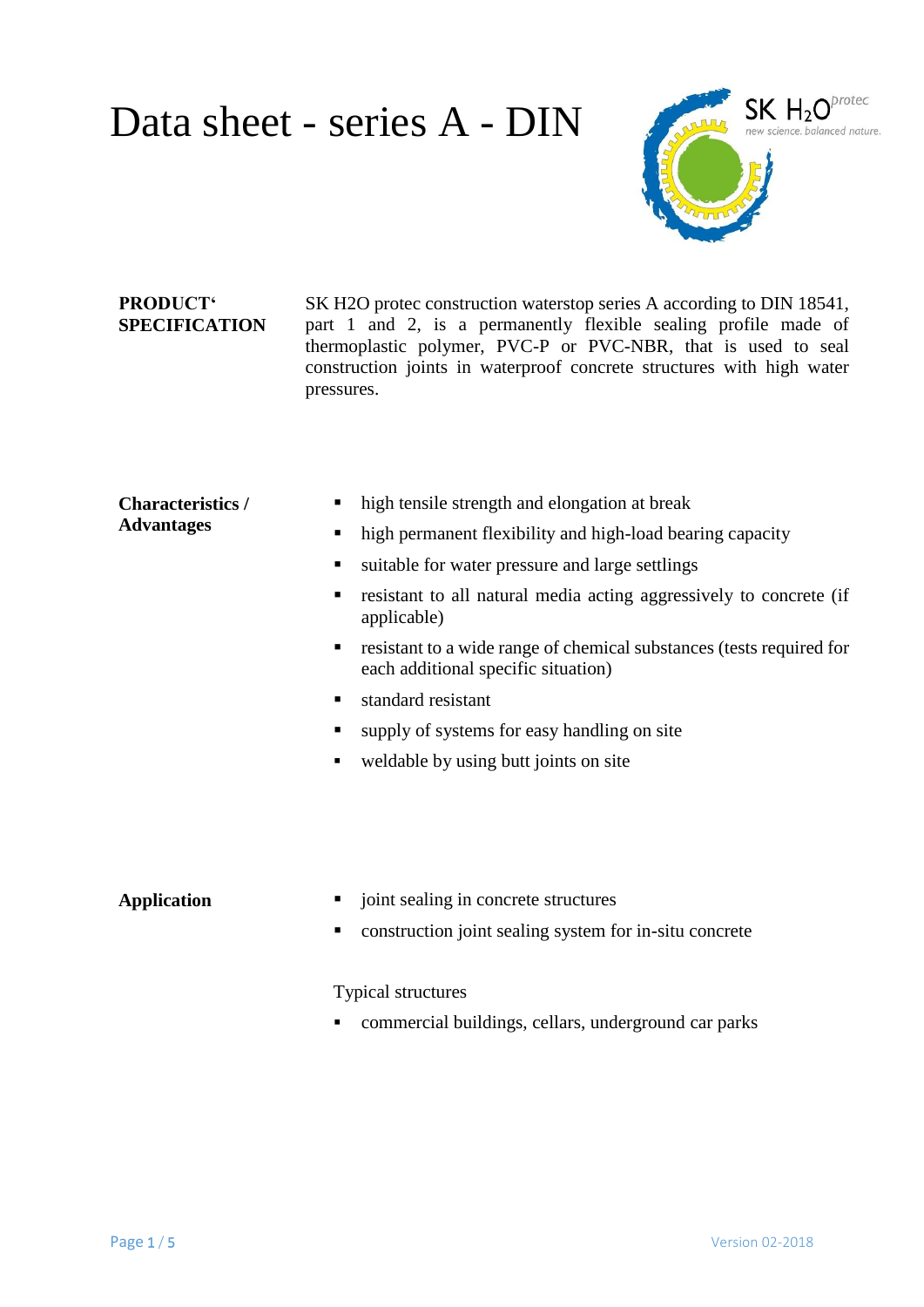# Data sheet - series A - DIN

**PRODUCT' SPECIFICATION**

SK H2O protec construction waterstop series A according to DIN 18541, part 1 and 2, is a permanently flexible sealing profile made of thermoplastic polymer, PVC-P or PVC-NBR, that is used to seal construction joints in waterproof concrete structures with high water pressures.

**Characteristics / Advantages**

- high tensile strength and elongation at break
- high permanent flexibility and high-load bearing capacity
- suitable for water pressure and large settlings
- resistant to all natural media acting aggressively to concrete (if applicable)
- resistant to a wide range of chemical substances (tests required for each additional specific situation)
- standard resistant
- supply of systems for easy handling on site
- weldable by using butt joints on site

**Application**

- joint sealing in concrete structures
- construction joint sealing system for in-situ concrete

Typical structures

- commercial buildings, cellars, underground car parks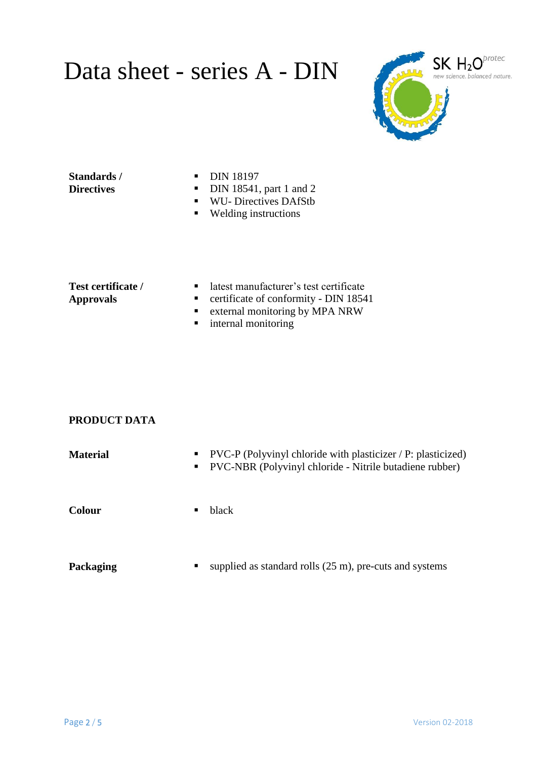# Data sheet - series A - DIN

**Standards / Directives**

- DIN 18197
- DIN 18541, part 1 and 2
- WU- Directives DAfStb
- Welding instructions

**Test certificate / Approvals**

- latest manufacturer's test certificate
- certificate of conformity - DIN 18541
- external monitoring by MPA NRW
- internal monitoring

## PRODUCT DATA

**Material**

- PVC-P (Polyvinyl chloride with plasticizer / P: plasticized)
- PVC-NBR (Polyvinyl chloride - Nitrile butadiene rubber)

**Colour**

- black

**Packaging**

- supplied as standard rolls (25 m), pre-cuts and systems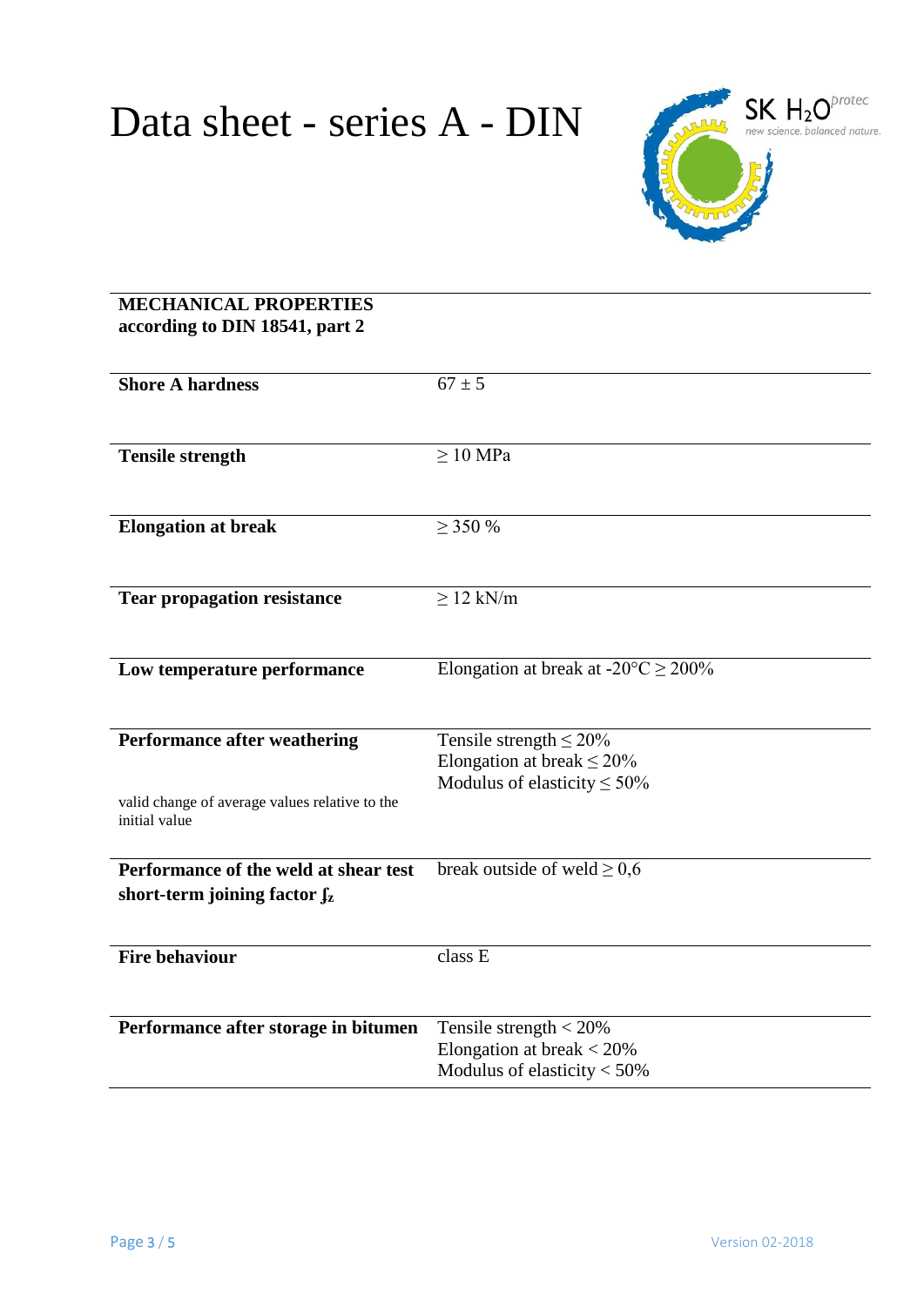# Data sheet - series A - DIN

| MECHANICAL PROPERTIES according to DIN 18541, part 2 | |
|---|---|
| **Shore A hardness** | 67 ± 5 |
| **Tensile strength** | ≥ 10 MPa |
| **Elongation at break** | ≥ 350 % |
| **Tear propagation resistance** | ≥ 12 kN/m |
| **Low temperature performance** | Elongation at break at -20°C ≥ 200% |
| **Performance after weathering**<br><br>valid change of average values relative to the initial value | Tensile strength ≤ 20%<br>Elongation at break ≤ 20%<br>Modulus of elasticity ≤ 50% |
| **Performance of the weld at shear test short-term joining factor $f_z$** | break outside of weld ≥ 0,6 |
| **Fire behaviour** | class E |
| **Performance after storage in bitumen** | Tensile strength < 20%<br>Elongation at break < 20%<br>Modulus of elasticity < 50% |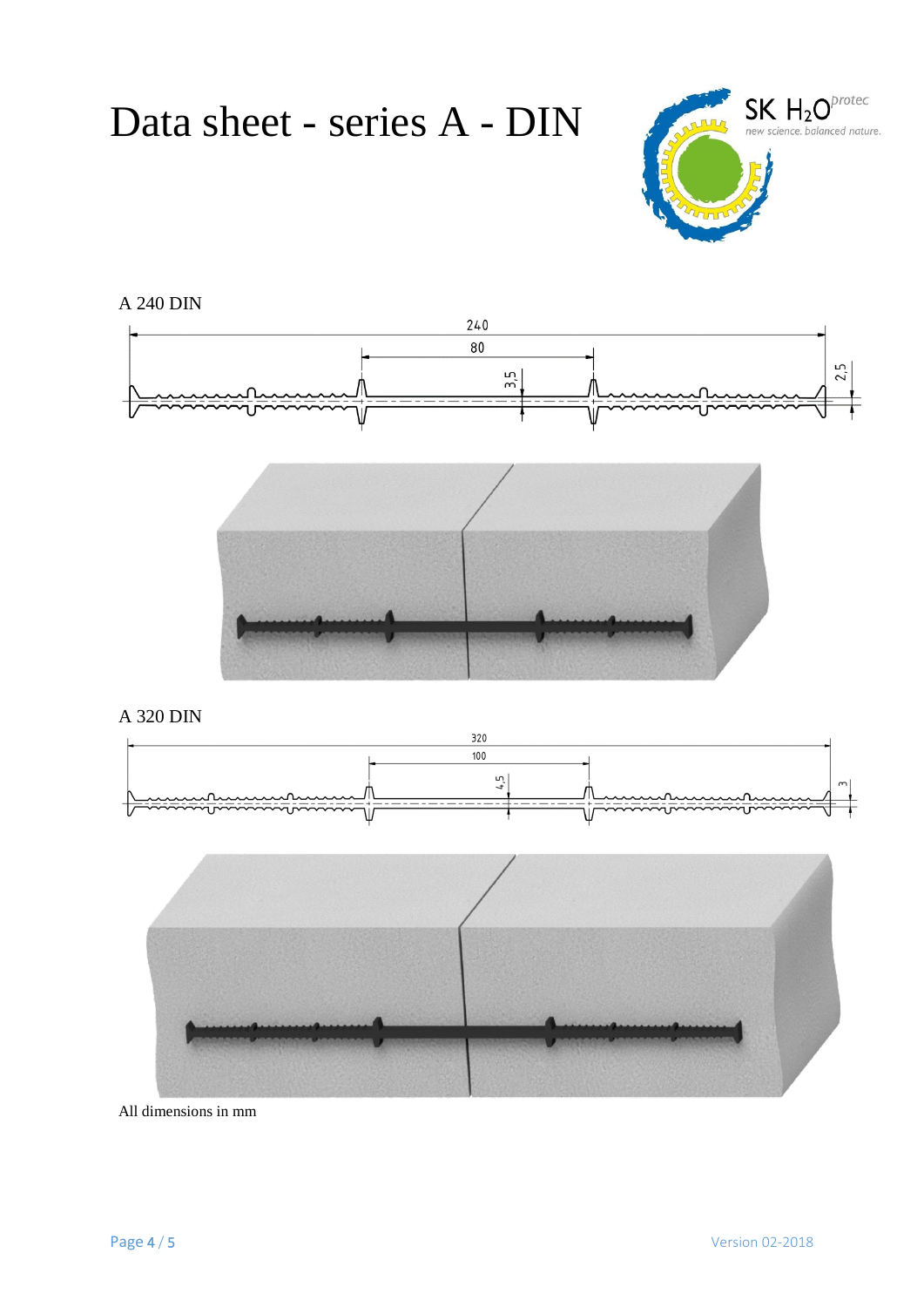# Data sheet - series A - DIN

A 240 DIN

A 320 DIN

All dimensions in mm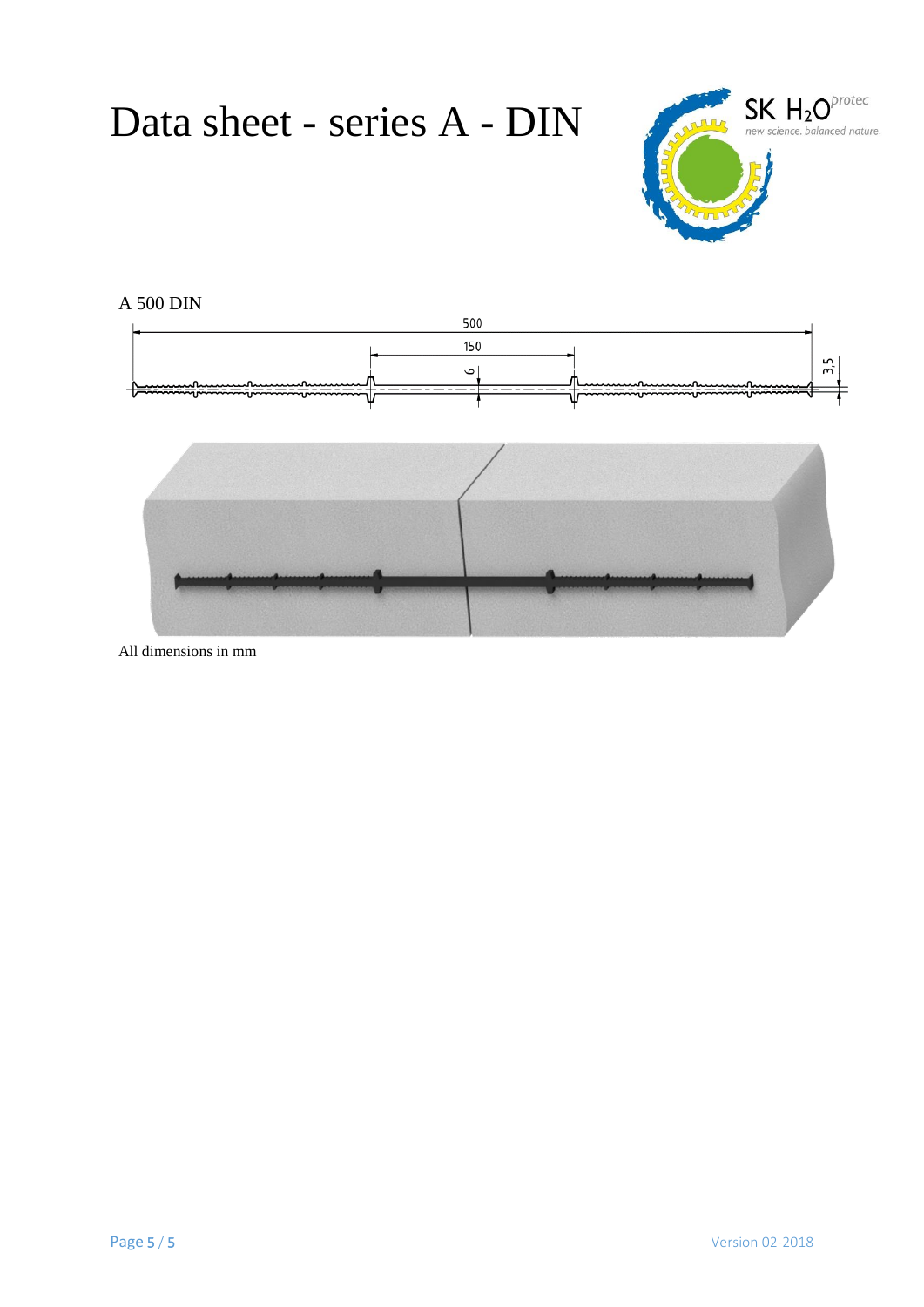# Data sheet - series A - DIN

SK $H_2O$ protec
new science. balanced nature.

A 500 DIN

500
150
6
3,5

All dimensions in mm